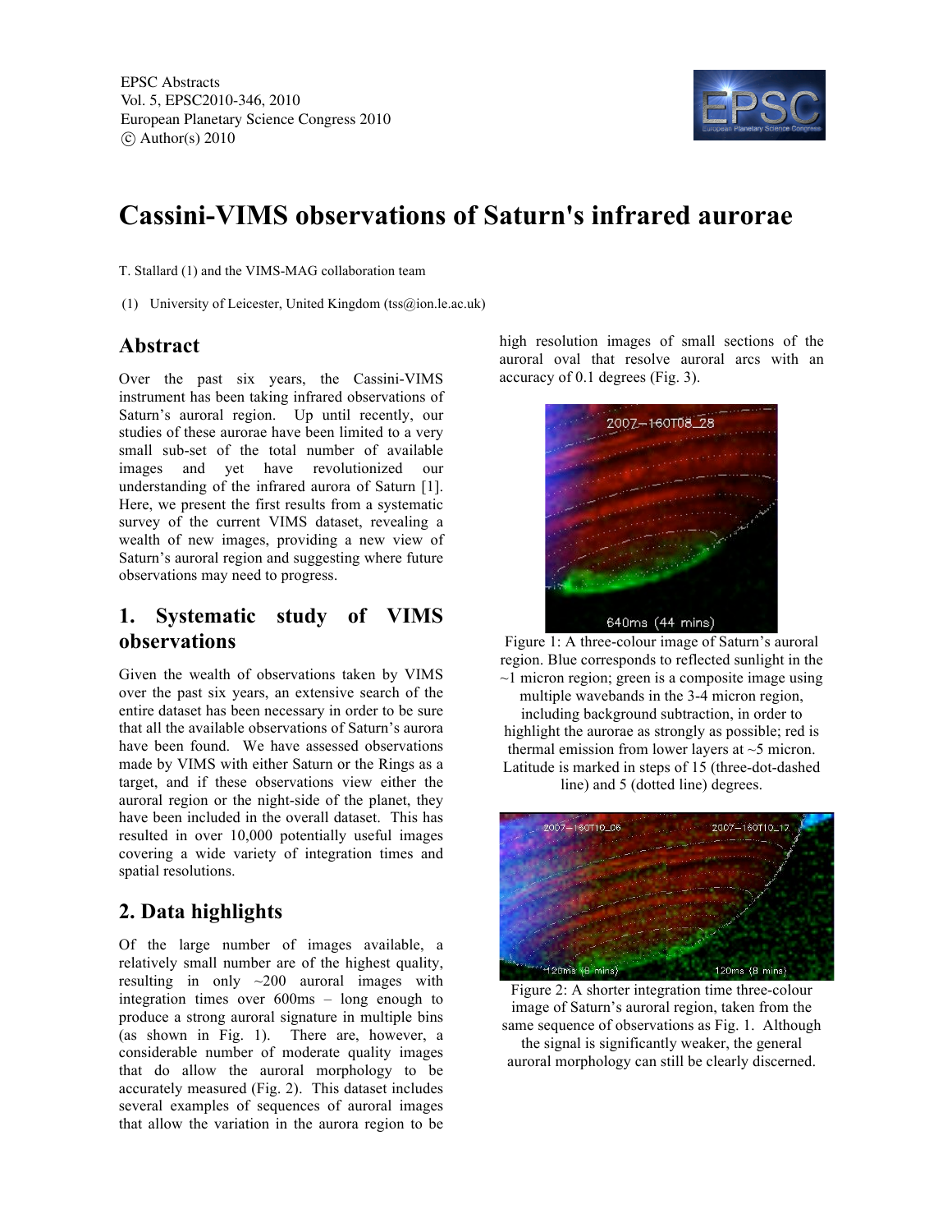# Cassini-VIMS observations of Saturn's infrared aurorae

T. Stallard (1) and the VIMS-MAG collaboration team

(1) University of Leicester, United Kingdom (tss@ion.le.ac.uk)

## Abstract

Over the past six years, the Cassini-VIMS instrument has been taking infrared observations of Saturn's auroral region. Up until recently, our studies of these aurorae have been limited to a very small sub-set of the total number of available images and yet have revolutionized our understanding of the infrared aurora of Saturn [1]. Here, we present the first results from a systematic survey of the current VIMS dataset, revealing a wealth of new images, providing a new view of Saturn's auroral region and suggesting where future observations may need to progress.

## 1. Systematic study of VIMS observations

Given the wealth of observations taken by VIMS over the past six years, an extensive search of the entire dataset has been necessary in order to be sure that all the available observations of Saturn's aurora have been found. We have assessed observations made by VIMS with either Saturn or the Rings as a target, and if these observations view either the auroral region or the night-side of the planet, they have been included in the overall dataset. This has resulted in over 10,000 potentially useful images covering a wide variety of integration times and spatial resolutions.

## 2. Data highlights

Of the large number of images available, a relatively small number are of the highest quality, resulting in only ~200 auroral images with integration times over 600ms – long enough to produce a strong auroral signature in multiple bins (as shown in Fig. 1). There are, however, a considerable number of moderate quality images that do allow the auroral morphology to be accurately measured (Fig. 2). This dataset includes several examples of sequences of auroral images that allow the variation in the aurora region to be high resolution images of small sections of the auroral oval that resolve auroral arcs with an accuracy of 0.1 degrees (Fig. 3).

Figure 1: A three-colour image of Saturn's auroral region. Blue corresponds to reflected sunlight in the ~1 micron region; green is a composite image using multiple wavebands in the 3-4 micron region, including background subtraction, in order to highlight the aurorae as strongly as possible; red is thermal emission from lower layers at ~5 micron. Latitude is marked in steps of 15 (three-dot-dashed line) and 5 (dotted line) degrees.

Figure 2: A shorter integration time three-colour image of Saturn's auroral region, taken from the same sequence of observations as Fig. 1. Although the signal is significantly weaker, the general auroral morphology can still be clearly discerned.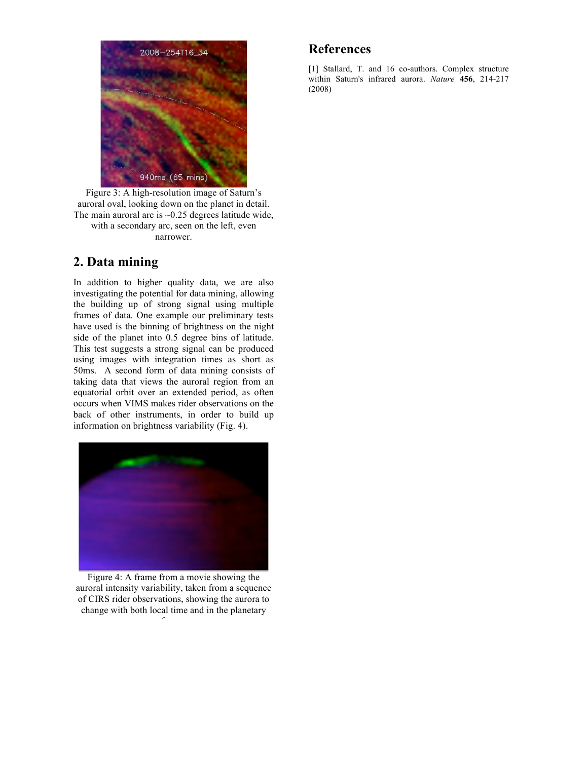Figure 3: A high-resolution image of Saturn's auroral oval, looking down on the planet in detail. The main auroral arc is ~0.25 degrees latitude wide, with a secondary arc, seen on the left, even narrower.

## 2. Data mining

In addition to higher quality data, we are also investigating the potential for data mining, allowing the building up of strong signal using multiple frames of data. One example our preliminary tests have used is the binning of brightness on the night side of the planet into 0.5 degree bins of latitude. This test suggests a strong signal can be produced using images with integration times as short as 50ms. A second form of data mining consists of taking data that views the auroral region from an equatorial orbit over an extended period, as often occurs when VIMS makes rider observations on the back of other instruments, in order to build up information on brightness variability (Fig. 4).

Figure 4: A frame from a movie showing the auroral intensity variability, taken from a sequence of CIRS rider observations, showing the aurora to change with both local time and in the planetary

## References

[1] Stallard, T. and 16 co-authors. Complex structure within Saturn's infrared aurora. *Nature* **456**, 214-217 (2008)